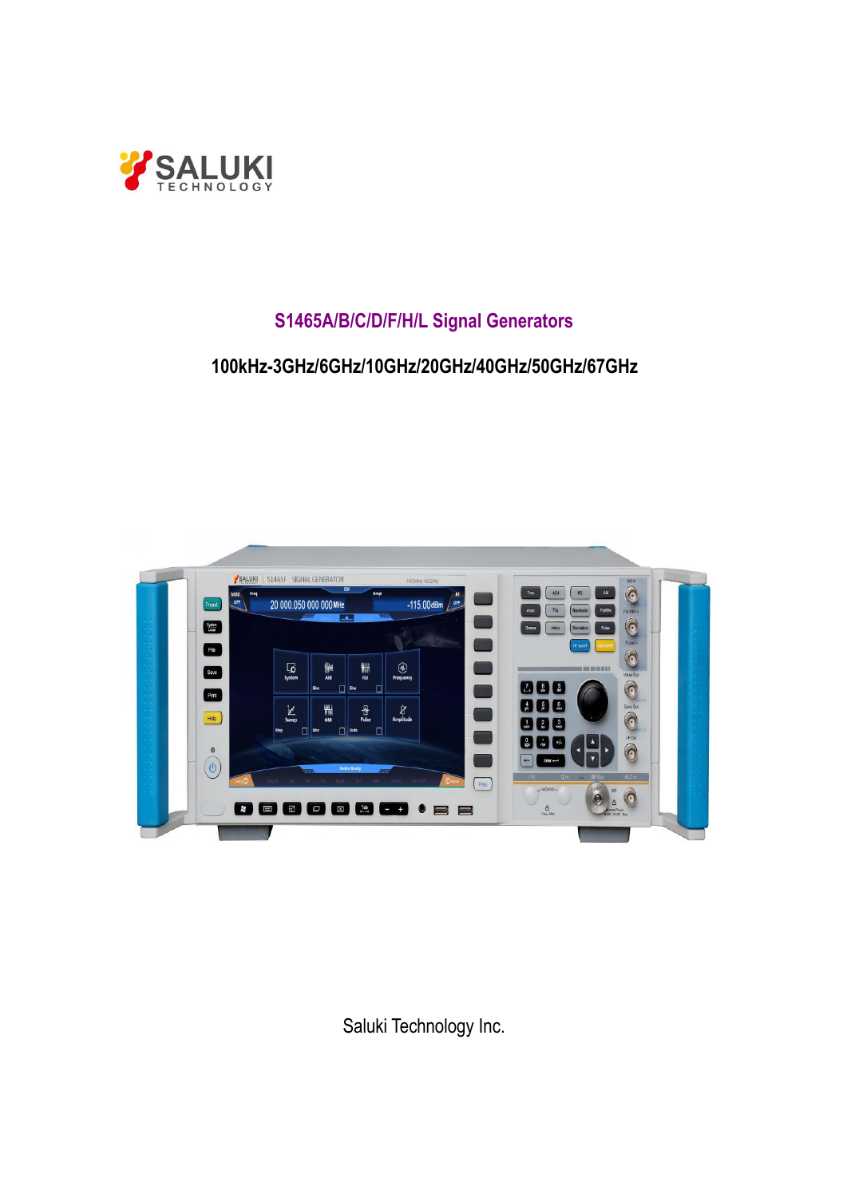# S1465A/B/C/D/F/H/L Signal Generators

## 100kHz-3GHz/6GHz/10GHz/20GHz/40GHz/50GHz/67GHz

Saluki Technology Inc.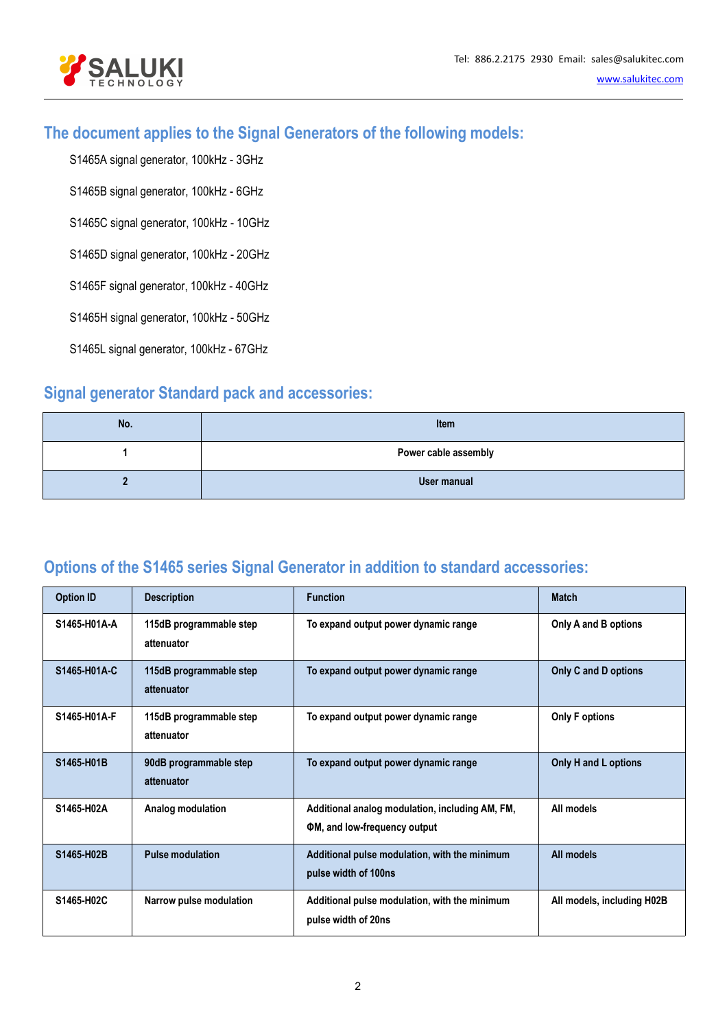## The document applies to the Signal Generators of the following models:

S1465A signal generator, 100kHz - 3GHz

S1465B signal generator, 100kHz - 6GHz

S1465C signal generator, 100kHz - 10GHz

S1465D signal generator, 100kHz - 20GHz

S1465F signal generator, 100kHz - 40GHz

S1465H signal generator, 100kHz - 50GHz

S1465L signal generator, 100kHz - 67GHz

## Signal generator Standard pack and accessories:

| No. | Item |
|---|---|
| 1 | Power cable assembly |
| 2 | User manual |

## Options of the S1465 series Signal Generator in addition to standard accessories:

| Option ID | Description | Function | Match |
|---|---|---|---|
| S1465-H01A-A | 115dB programmable step attenuator | To expand output power dynamic range | Only A and B options |
| S1465-H01A-C | 115dB programmable step attenuator | To expand output power dynamic range | Only C and D options |
| S1465-H01A-F | 115dB programmable step attenuator | To expand output power dynamic range | Only F options |
| S1465-H01B | 90dB programmable step attenuator | To expand output power dynamic range | Only H and L options |
| S1465-H02A | Analog modulation | Additional analog modulation, including AM, FM, ΦM, and low-frequency output | All models |
| S1465-H02B | Pulse modulation | Additional pulse modulation, with the minimum pulse width of 100ns | All models |
| S1465-H02C | Narrow pulse modulation | Additional pulse modulation, with the minimum pulse width of 20ns | All models, including H02B |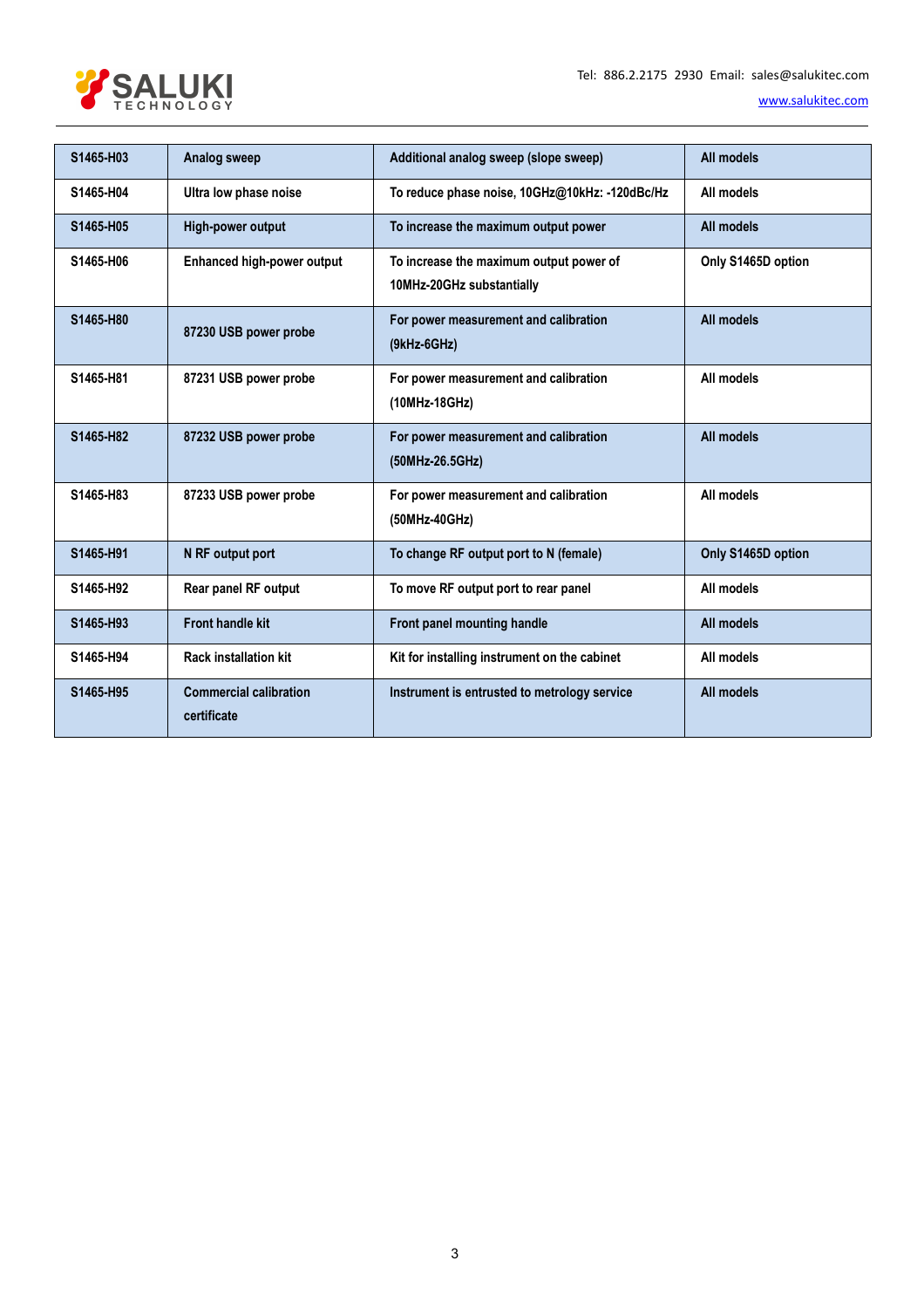| S1465-H03 | Analog sweep | Additional analog sweep (slope sweep) | All models |
|---|---|---|---|
| S1465-H04 | Ultra low phase noise | To reduce phase noise, 10GHz@10kHz: -120dBc/Hz | All models |
| S1465-H05 | High-power output | To increase the maximum output power | All models |
| S1465-H06 | Enhanced high-power output | To increase the maximum output power of 10MHz-20GHz substantially | Only S1465D option |
| S1465-H80 | 87230 USB power probe | For power measurement and calibration (9kHz-6GHz) | All models |
| S1465-H81 | 87231 USB power probe | For power measurement and calibration (10MHz-18GHz) | All models |
| S1465-H82 | 87232 USB power probe | For power measurement and calibration (50MHz-26.5GHz) | All models |
| S1465-H83 | 87233 USB power probe | For power measurement and calibration (50MHz-40GHz) | All models |
| S1465-H91 | N RF output port | To change RF output port to N (female) | Only S1465D option |
| S1465-H92 | Rear panel RF output | To move RF output port to rear panel | All models |
| S1465-H93 | Front handle kit | Front panel mounting handle | All models |
| S1465-H94 | Rack installation kit | Kit for installing instrument on the cabinet | All models |
| S1465-H95 | Commercial calibration certificate | Instrument is entrusted to metrology service | All models |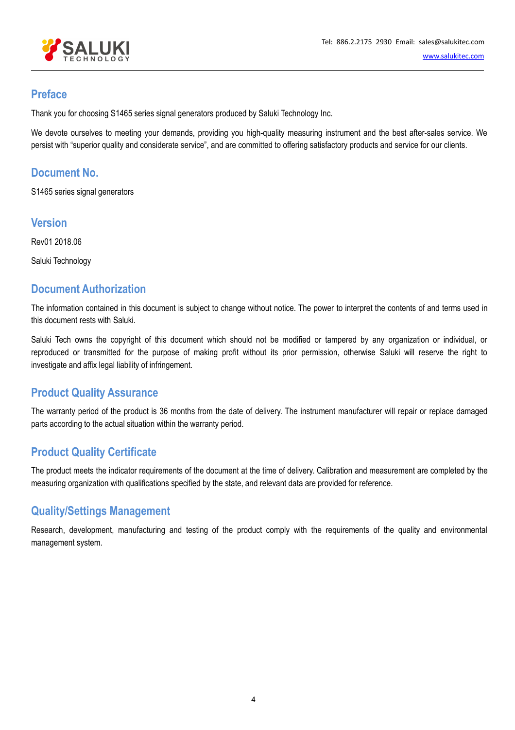## Preface

Thank you for choosing S1465 series signal generators produced by Saluki Technology Inc.

We devote ourselves to meeting your demands, providing you high-quality measuring instrument and the best after-sales service. We persist with “superior quality and considerate service”, and are committed to offering satisfactory products and service for our clients.

## Document No.

S1465 series signal generators

## Version

Rev01 2018.06

Saluki Technology

## Document Authorization

The information contained in this document is subject to change without notice. The power to interpret the contents of and terms used in this document rests with Saluki.

Saluki Tech owns the copyright of this document which should not be modified or tampered by any organization or individual, or reproduced or transmitted for the purpose of making profit without its prior permission, otherwise Saluki will reserve the right to investigate and affix legal liability of infringement.

## Product Quality Assurance

The warranty period of the product is 36 months from the date of delivery. The instrument manufacturer will repair or replace damaged parts according to the actual situation within the warranty period.

## Product Quality Certificate

The product meets the indicator requirements of the document at the time of delivery. Calibration and measurement are completed by the measuring organization with qualifications specified by the state, and relevant data are provided for reference.

## Quality/Settings Management

Research, development, manufacturing and testing of the product comply with the requirements of the quality and environmental management system.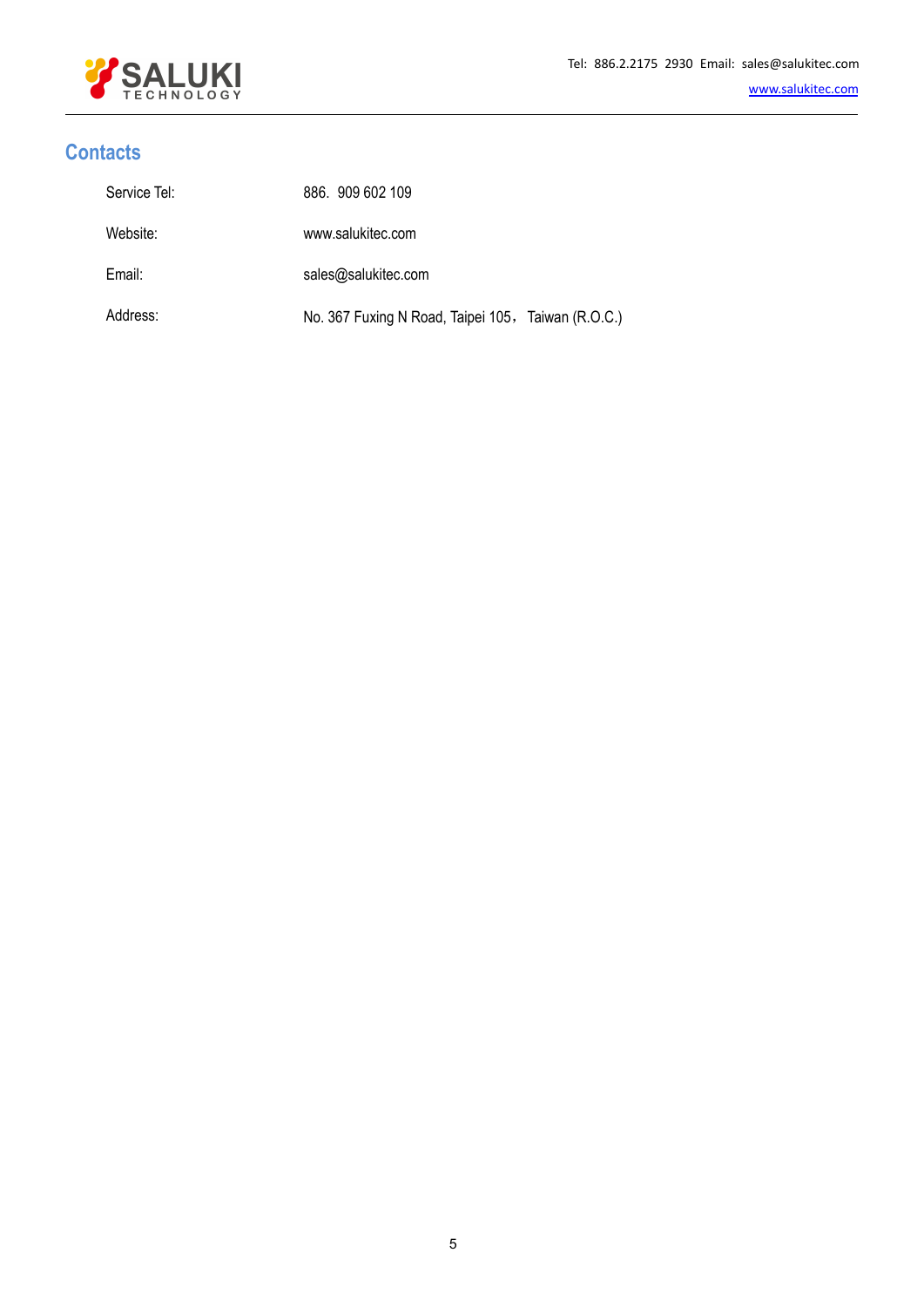## Contacts

| | |
|---|---|
| Service Tel: | 886. 909 602 109 |
| Website: | www.salukitec.com |
| Email: | sales@salukitec.com |
| Address: | No. 367 Fuxing N Road, Taipei 105， Taiwan (R.O.C.) |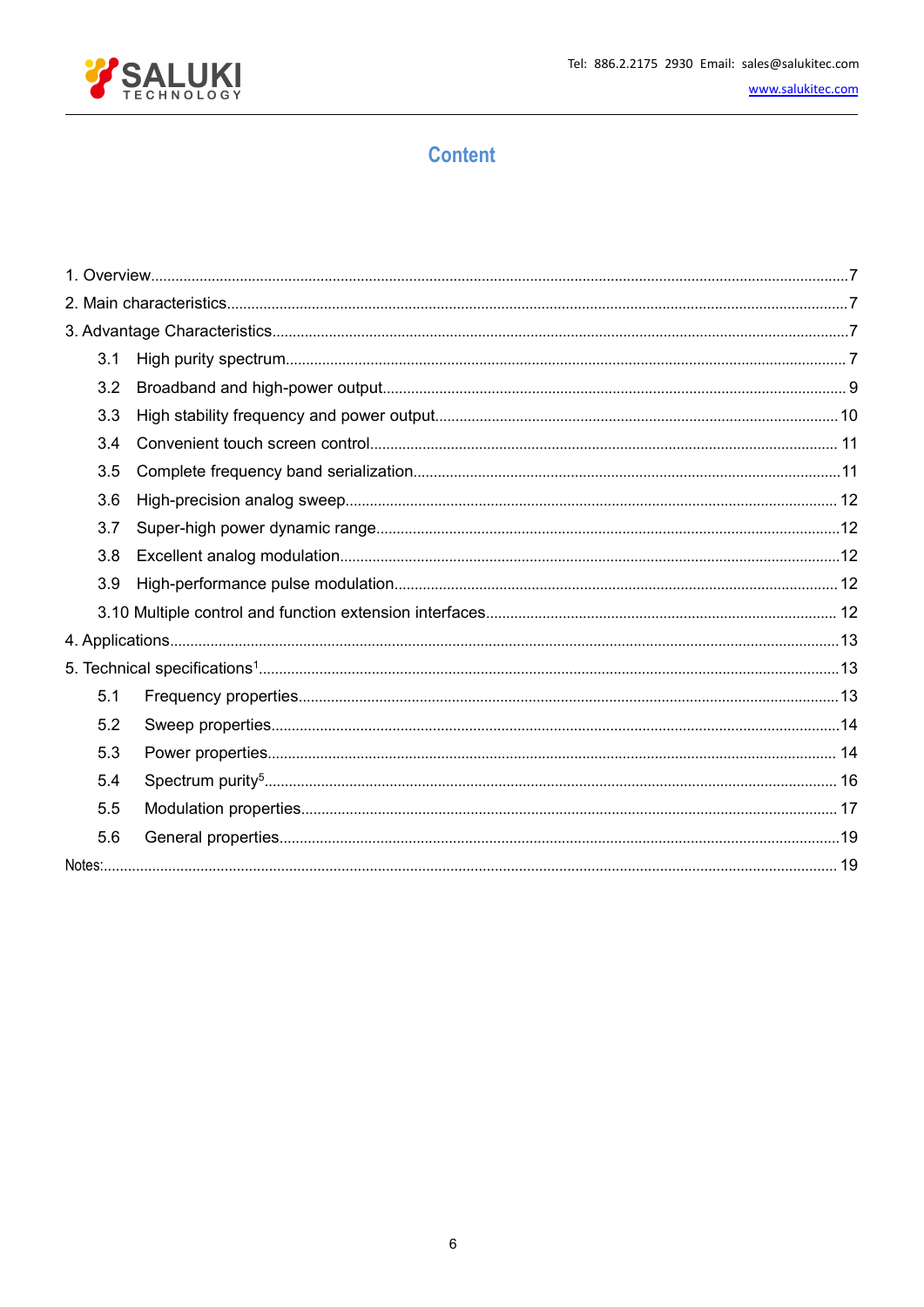# Content

1. Overview......7
2. Main characteristics......7
3. Advantage Characteristics......7
   - 3.1 High purity spectrum......7
   - 3.2 Broadband and high-power output......9
   - 3.3 High stability frequency and power output......10
   - 3.4 Convenient touch screen control......11
   - 3.5 Complete frequency band serialization......11
   - 3.6 High-precision analog sweep......12
   - 3.7 Super-high power dynamic range......12
   - 3.8 Excellent analog modulation......12
   - 3.9 High-performance pulse modulation......12
   - 3.10 Multiple control and function extension interfaces......12
4. Applications......13
5. Technical specifications[1]......13
   - 5.1 Frequency properties......13
   - 5.2 Sweep properties......14
   - 5.3 Power properties......14
   - 5.4 Spectrum purity[5]......16
   - 5.5 Modulation properties......17
   - 5.6 General properties......19

Notes:......19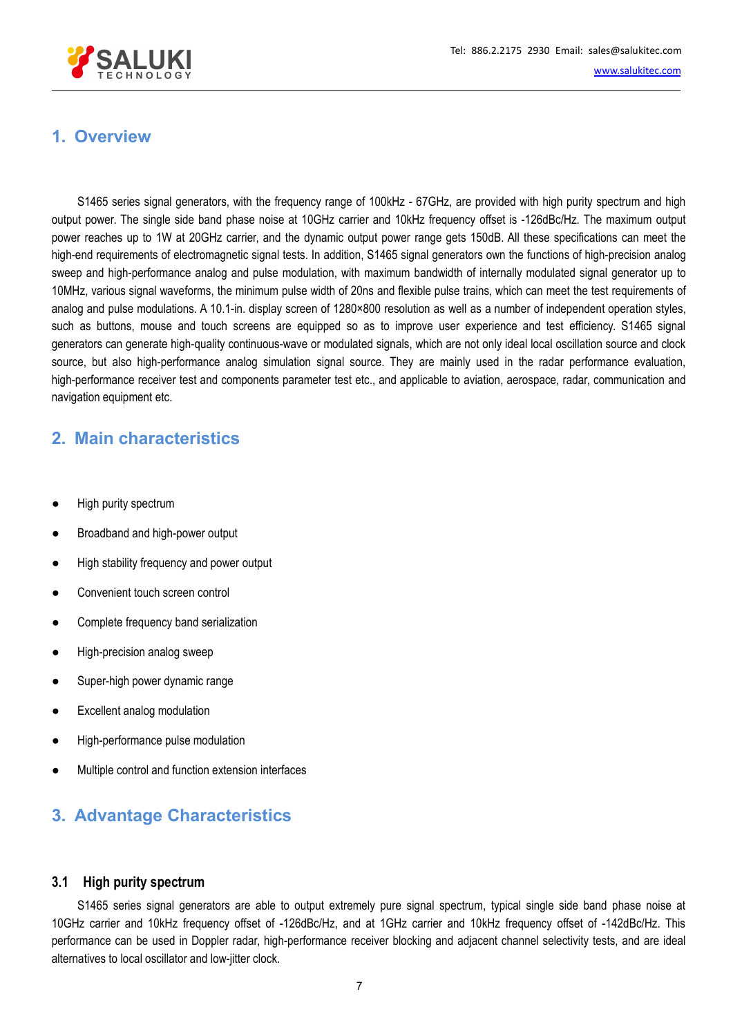## 1. Overview

S1465 series signal generators, with the frequency range of 100kHz - 67GHz, are provided with high purity spectrum and high output power. The single side band phase noise at 10GHz carrier and 10kHz frequency offset is -126dBc/Hz. The maximum output power reaches up to 1W at 20GHz carrier, and the dynamic output power range gets 150dB. All these specifications can meet the high-end requirements of electromagnetic signal tests. In addition, S1465 signal generators own the functions of high-precision analog sweep and high-performance analog and pulse modulation, with maximum bandwidth of internally modulated signal generator up to 10MHz, various signal waveforms, the minimum pulse width of 20ns and flexible pulse trains, which can meet the test requirements of analog and pulse modulations. A 10.1-in. display screen of 1280×800 resolution as well as a number of independent operation styles, such as buttons, mouse and touch screens are equipped so as to improve user experience and test efficiency. S1465 signal generators can generate high-quality continuous-wave or modulated signals, which are not only ideal local oscillation source and clock source, but also high-performance analog simulation signal source. They are mainly used in the radar performance evaluation, high-performance receiver test and components parameter test etc., and applicable to aviation, aerospace, radar, communication and navigation equipment etc.

## 2. Main characteristics

- High purity spectrum
- Broadband and high-power output
- High stability frequency and power output
- Convenient touch screen control
- Complete frequency band serialization
- High-precision analog sweep
- Super-high power dynamic range
- Excellent analog modulation
- High-performance pulse modulation
- Multiple control and function extension interfaces

## 3. Advantage Characteristics

### 3.1 High purity spectrum

S1465 series signal generators are able to output extremely pure signal spectrum, typical single side band phase noise at 10GHz carrier and 10kHz frequency offset of -126dBc/Hz, and at 1GHz carrier and 10kHz frequency offset of -142dBc/Hz. This performance can be used in Doppler radar, high-performance receiver blocking and adjacent channel selectivity tests, and are ideal alternatives to local oscillator and low-jitter clock.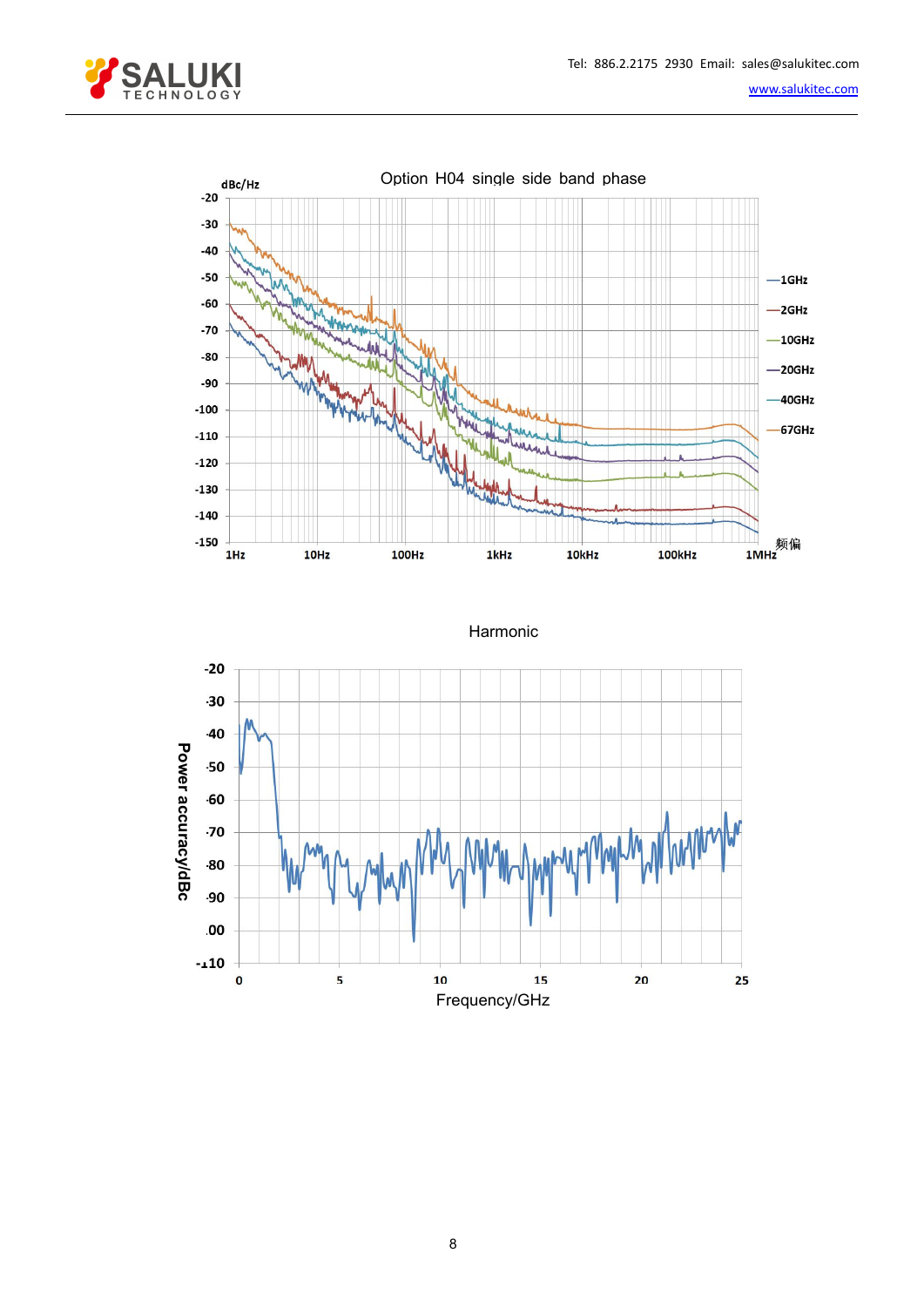Option H04 single side band phase

dBc/Hz

-20
-30
-40
-50
-60
-70
-80
-90
-100
-110
-120
-130
-140
-150

1Hz 10Hz 100Hz 1kHz 10kHz 100kHz 1MHz 频偏

—1GHz
—2GHz
—10GHz
—20GHz
—40GHz
—67GHz

Harmonic

Power accuracy/dBc

-20
-30
-40
-50
-60
-70
-80
-90
-100
-110

0 5 10 15 20 25

Frequency/GHz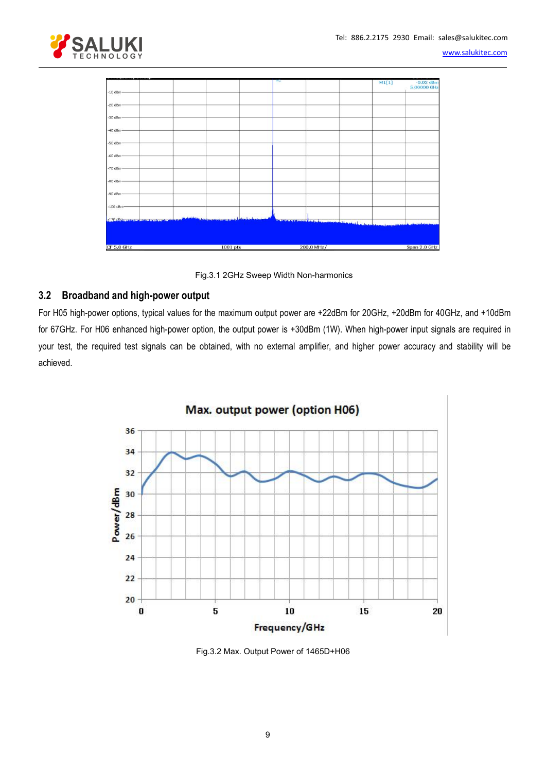Fig.3.1 2GHz Sweep Width Non-harmonics

## 3.2 Broadband and high-power output

For H05 high-power options, typical values for the maximum output power are +22dBm for 20GHz, +20dBm for 40GHz, and +10dBm for 67GHz. For H06 enhanced high-power option, the output power is +30dBm (1W). When high-power input signals are required in your test, the required test signals can be obtained, with no external amplifier, and higher power accuracy and stability will be achieved.

Fig.3.2 Max. Output Power of 1465D+H06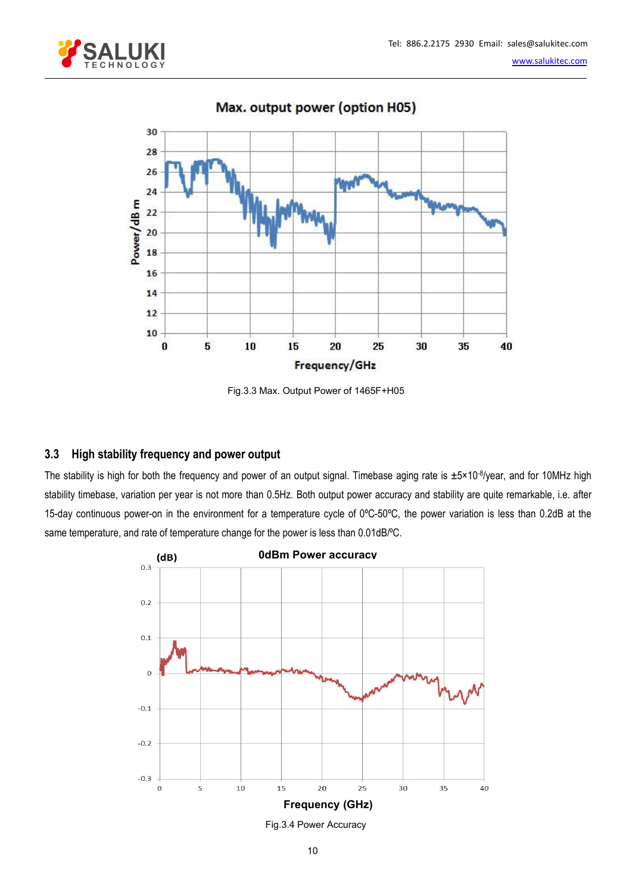Fig.3.3 Max. Output Power of 1465F+H05

### 3.3 High stability frequency and power output

The stability is high for both the frequency and power of an output signal. Timebase aging rate is $\pm5\times10^{-8}$/year, and for 10MHz high stability timebase, variation per year is not more than 0.5Hz. Both output power accuracy and stability are quite remarkable, i.e. after 15-day continuous power-on in the environment for a temperature cycle of 0ºC-50ºC, the power variation is less than 0.2dB at the same temperature, and rate of temperature change for the power is less than 0.01dB/ºC.

Fig.3.4 Power Accuracy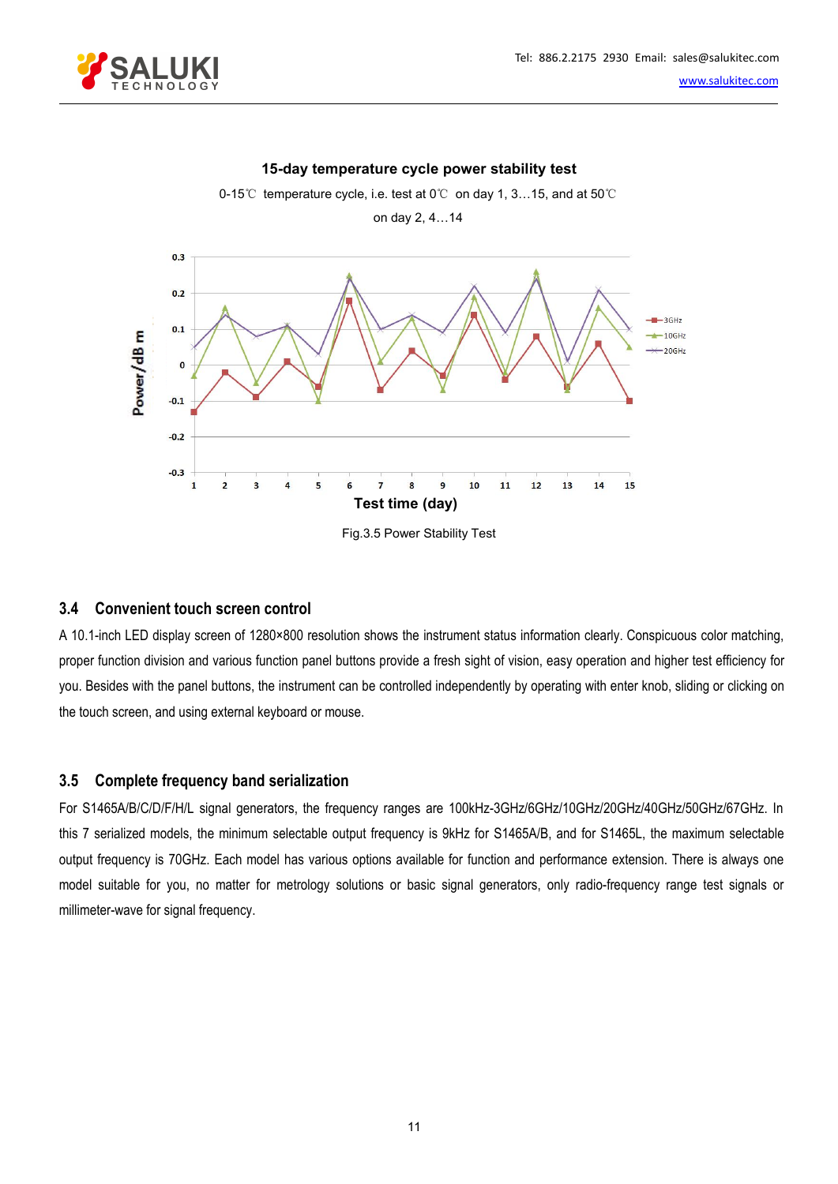15-day temperature cycle power stability test

0-15℃ temperature cycle, i.e. test at 0℃ on day 1, 3…15, and at 50℃ on day 2, 4…14

Fig.3.5 Power Stability Test

### 3.4 Convenient touch screen control

A 10.1-inch LED display screen of 1280×800 resolution shows the instrument status information clearly. Conspicuous color matching, proper function division and various function panel buttons provide a fresh sight of vision, easy operation and higher test efficiency for you. Besides with the panel buttons, the instrument can be controlled independently by operating with enter knob, sliding or clicking on the touch screen, and using external keyboard or mouse.

### 3.5 Complete frequency band serialization

For S1465A/B/C/D/F/H/L signal generators, the frequency ranges are 100kHz-3GHz/6GHz/10GHz/20GHz/40GHz/50GHz/67GHz. In this 7 serialized models, the minimum selectable output frequency is 9kHz for S1465A/B, and for S1465L, the maximum selectable output frequency is 70GHz. Each model has various options available for function and performance extension. There is always one model suitable for you, no matter for metrology solutions or basic signal generators, only radio-frequency range test signals or millimeter-wave for signal frequency.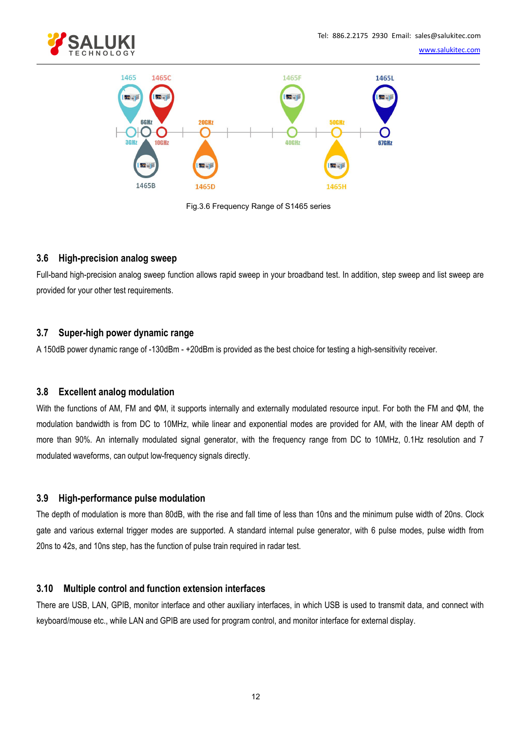Fig.3.6 Frequency Range of S1465 series

### 3.6 High-precision analog sweep

Full-band high-precision analog sweep function allows rapid sweep in your broadband test. In addition, step sweep and list sweep are provided for your other test requirements.

### 3.7 Super-high power dynamic range

A 150dB power dynamic range of -130dBm - +20dBm is provided as the best choice for testing a high-sensitivity receiver.

### 3.8 Excellent analog modulation

With the functions of AM, FM and ΦM, it supports internally and externally modulated resource input. For both the FM and ΦM, the modulation bandwidth is from DC to 10MHz, while linear and exponential modes are provided for AM, with the linear AM depth of more than 90%. An internally modulated signal generator, with the frequency range from DC to 10MHz, 0.1Hz resolution and 7 modulated waveforms, can output low-frequency signals directly.

### 3.9 High-performance pulse modulation

The depth of modulation is more than 80dB, with the rise and fall time of less than 10ns and the minimum pulse width of 20ns. Clock gate and various external trigger modes are supported. A standard internal pulse generator, with 6 pulse modes, pulse width from 20ns to 42s, and 10ns step, has the function of pulse train required in radar test.

### 3.10 Multiple control and function extension interfaces

There are USB, LAN, GPIB, monitor interface and other auxiliary interfaces, in which USB is used to transmit data, and connect with keyboard/mouse etc., while LAN and GPIB are used for program control, and monitor interface for external display.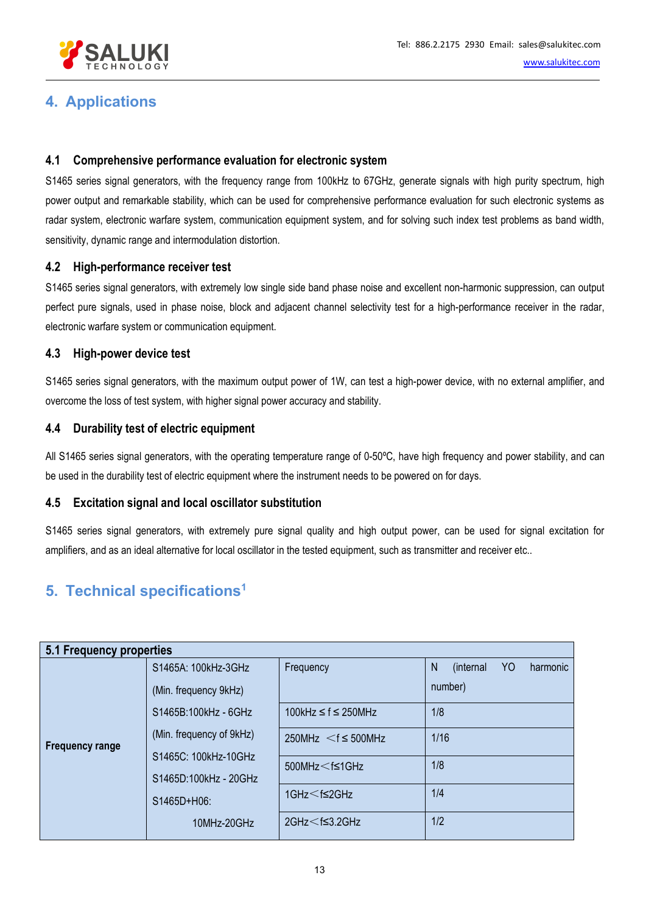## 4. Applications

### 4.1 Comprehensive performance evaluation for electronic system

S1465 series signal generators, with the frequency range from 100kHz to 67GHz, generate signals with high purity spectrum, high power output and remarkable stability, which can be used for comprehensive performance evaluation for such electronic systems as radar system, electronic warfare system, communication equipment system, and for solving such index test problems as band width, sensitivity, dynamic range and intermodulation distortion.

### 4.2 High-performance receiver test

S1465 series signal generators, with extremely low single side band phase noise and excellent non-harmonic suppression, can output perfect pure signals, used in phase noise, block and adjacent channel selectivity test for a high-performance receiver in the radar, electronic warfare system or communication equipment.

### 4.3 High-power device test

S1465 series signal generators, with the maximum output power of 1W, can test a high-power device, with no external amplifier, and overcome the loss of test system, with higher signal power accuracy and stability.

### 4.4 Durability test of electric equipment

All S1465 series signal generators, with the operating temperature range of 0-50ºC, have high frequency and power stability, and can be used in the durability test of electric equipment where the instrument needs to be powered on for days.

### 4.5 Excitation signal and local oscillator substitution

S1465 series signal generators, with extremely pure signal quality and high output power, can be used for signal excitation for amplifiers, and as an ideal alternative for local oscillator in the tested equipment, such as transmitter and receiver etc..

## 5. Technical specifications[1]

| 5.1 Frequency properties | | | |
|---|---|---|---|
| **Frequency range** | S1465A: 100kHz-3GHz (Min. frequency 9kHz) S1465B:100kHz - 6GHz (Min. frequency of 9kHz) S1465C: 100kHz-10GHz S1465D:100kHz - 20GHz S1465D+H06: 10MHz-20GHz | Frequency | N (internal YO harmonic number) |
| | | 100kHz ≤ f ≤ 250MHz | 1/8 |
| | | 250MHz ＜f ≤ 500MHz | 1/16 |
| | | 500MHz＜f≤1GHz | 1/8 |
| | | 1GHz＜f≤2GHz | 1/4 |
| | | 2GHz＜f≤3.2GHz | 1/2 |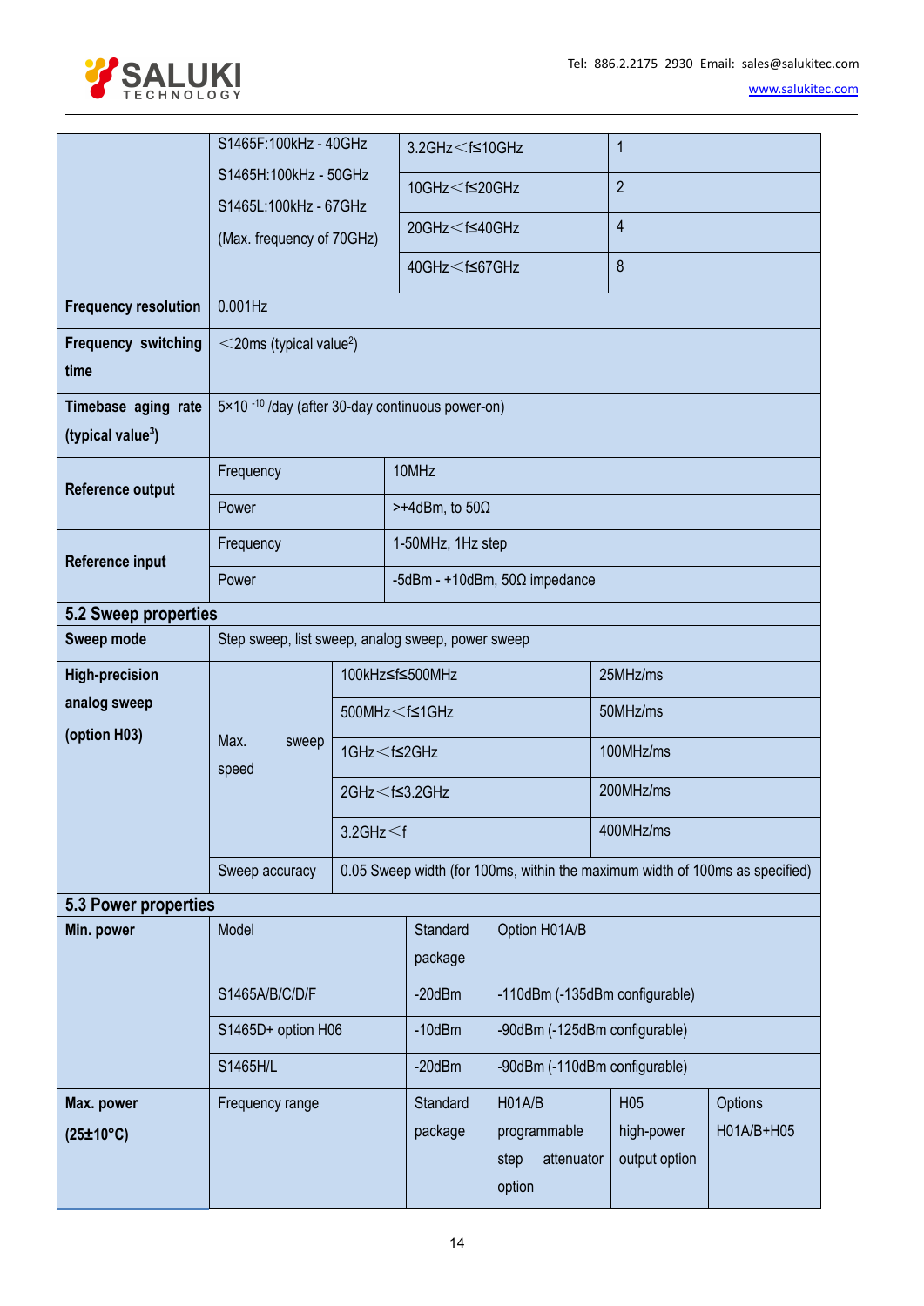| | | | |
|---|---|---|---|
| | S1465F:100kHz - 40GHz<br>S1465H:100kHz - 50GHz<br>S1465L:100kHz - 67GHz<br>(Max. frequency of 70GHz) | 3.2GHz＜f≤10GHz | 1 |
| | | 10GHz＜f≤20GHz | 2 |
| | | 20GHz＜f≤40GHz | 4 |
| | | 40GHz＜f≤67GHz | 8 |
| **Frequency resolution** | 0.001Hz | | |
| **Frequency switching time** | ＜20ms (typical value[2]) | | |
| **Timebase aging rate (typical value[3])** | $5\times10^{-10}$ /day (after 30-day continuous power-on) | | |
| **Reference output** | Frequency | 10MHz | |
| | Power | >+4dBm, to 50Ω | |
| **Reference input** | Frequency | 1-50MHz, 1Hz step | |
| | Power | -5dBm - +10dBm, 50Ω impedance | |

## 5.2 Sweep properties

| | | | |
|---|---|---|---|
| **Sweep mode** | Step sweep, list sweep, analog sweep, power sweep | | |
| **High-precision analog sweep (option H03)** | Max. sweep speed | 100kHz≤f≤500MHz | 25MHz/ms |
| | | 500MHz＜f≤1GHz | 50MHz/ms |
| | | 1GHz＜f≤2GHz | 100MHz/ms |
| | | 2GHz＜f≤3.2GHz | 200MHz/ms |
| | | 3.2GHz＜f | 400MHz/ms |
| | Sweep accuracy | 0.05 Sweep width (for 100ms, within the maximum width of 100ms as specified) | |

## 5.3 Power properties

| | | | | | |
|---|---|---|---|---|---|
| **Min. power** | Model | Standard package | Option H01A/B | | |
| | S1465A/B/C/D/F | -20dBm | -110dBm (-135dBm configurable) | | |
| | S1465D+ option H06 | -10dBm | -90dBm (-125dBm configurable) | | |
| | S1465H/L | -20dBm | -90dBm (-110dBm configurable) | | |
| **Max. power (25±10°C)** | Frequency range | Standard package | H01A/B programmable step attenuator option | H05 high-power output option | Options H01A/B+H05 |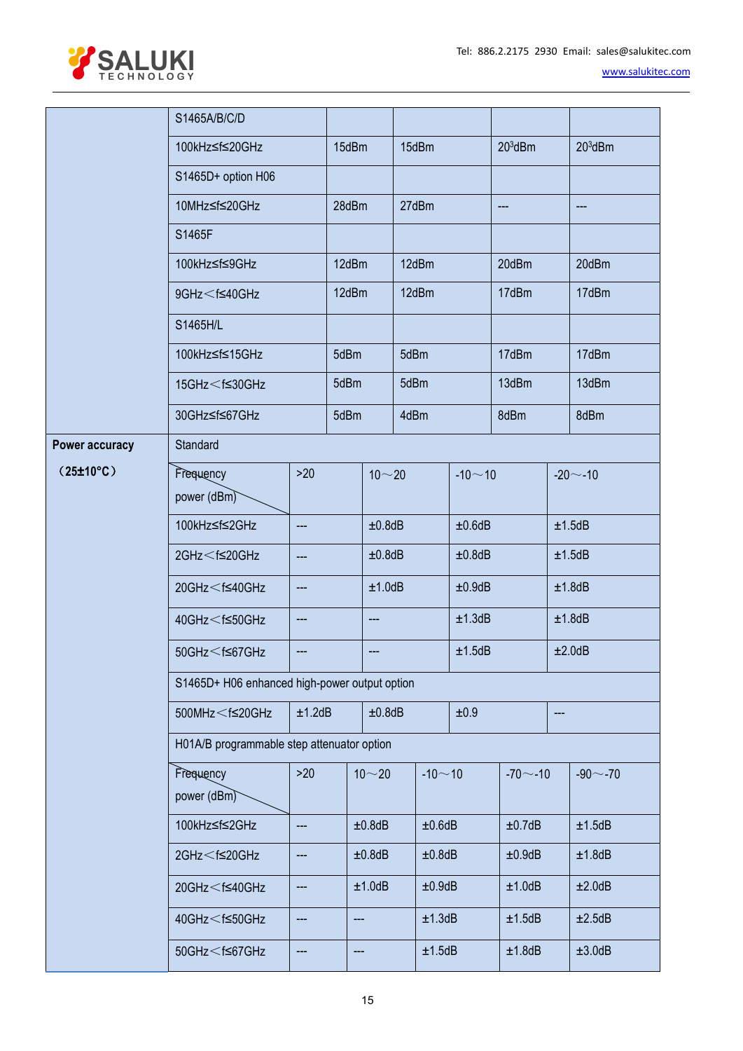| | | | | | |
|---|---|---|---|---|---|
| | S1465A/B/C/D | | | | |
| | 100kHz≤f≤20GHz | 15dBm | 15dBm | 20[3]dBm | 20[3]dBm |
| | S1465D+ option H06 | | | | |
| | 10MHz≤f≤20GHz | 28dBm | 27dBm | --- | --- |
| | S1465F | | | | |
| | 100kHz≤f≤9GHz | 12dBm | 12dBm | 20dBm | 20dBm |
| | 9GHz＜f≤40GHz | 12dBm | 12dBm | 17dBm | 17dBm |
| | S1465H/L | | | | |
| | 100kHz≤f≤15GHz | 5dBm | 5dBm | 17dBm | 17dBm |
| | 15GHz＜f≤30GHz | 5dBm | 5dBm | 13dBm | 13dBm |
| | 30GHz≤f≤67GHz | 5dBm | 4dBm | 8dBm | 8dBm |

| | | | | | | |
|---|---|---|---|---|---|---|
| **Power accuracy** | Standard | | | | | |
| **（25±10°C）** | Frequency / power (dBm) | >20 | 10～20 | -10～10 | -20～-10 | |
| | 100kHz≤f≤2GHz | --- | ±0.8dB | ±0.6dB | ±1.5dB | |
| | 2GHz＜f≤20GHz | --- | ±0.8dB | ±0.8dB | ±1.5dB | |
| | 20GHz＜f≤40GHz | --- | ±1.0dB | ±0.9dB | ±1.8dB | |
| | 40GHz＜f≤50GHz | --- | --- | ±1.3dB | ±1.8dB | |
| | 50GHz＜f≤67GHz | --- | --- | ±1.5dB | ±2.0dB | |
| | S1465D+ H06 enhanced high-power output option | | | | | |
| | 500MHz＜f≤20GHz | ±1.2dB | ±0.8dB | ±0.9 | --- | |
| | H01A/B programmable step attenuator option | | | | | |
| | Frequency / power (dBm) | >20 | 10～20 | -10～10 | -70～-10 | -90～-70 |
| | 100kHz≤f≤2GHz | --- | ±0.8dB | ±0.6dB | ±0.7dB | ±1.5dB |
| | 2GHz＜f≤20GHz | --- | ±0.8dB | ±0.8dB | ±0.9dB | ±1.8dB |
| | 20GHz＜f≤40GHz | --- | ±1.0dB | ±0.9dB | ±1.0dB | ±2.0dB |
| | 40GHz＜f≤50GHz | --- | --- | ±1.3dB | ±1.5dB | ±2.5dB |
| | 50GHz＜f≤67GHz | --- | --- | ±1.5dB | ±1.8dB | ±3.0dB |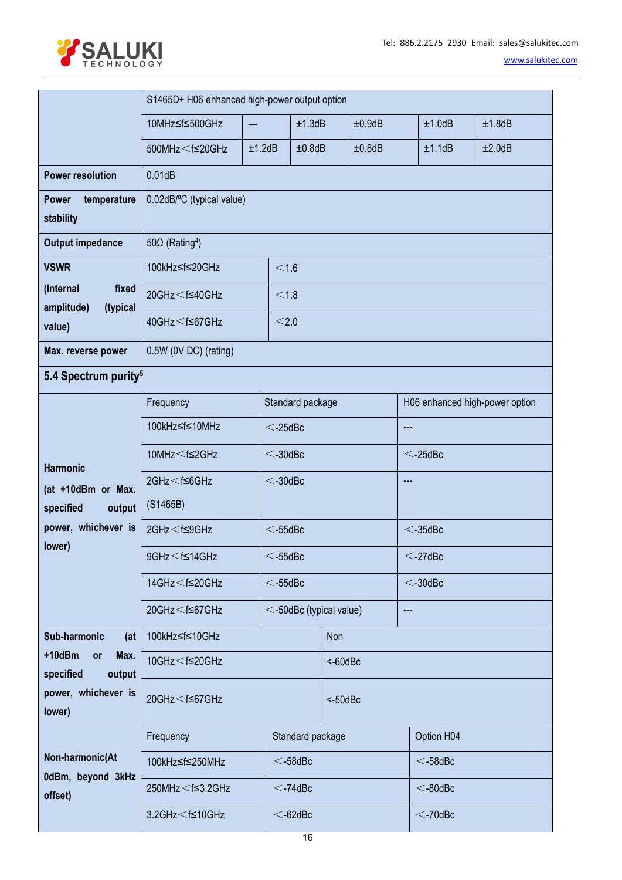|  | S1465D+ H06 enhanced high-power output option | | | | | |
|---|---|---|---|---|---|---|
|  | 10MHz≤f≤500GHz | --- | ±1.3dB | ±0.9dB | ±1.0dB | ±1.8dB |
|  | 500MHz＜f≤20GHz | ±1.2dB | ±0.8dB | ±0.8dB | ±1.1dB | ±2.0dB |
| **Power resolution** | 0.01dB | | | | | |
| **Power temperature stability** | 0.02dB/ºC (typical value) | | | | | |
| **Output impedance** | 50Ω (Rating[4]) | | | | | |
| **VSWR (Internal fixed amplitude) (typical value)** | 100kHz≤f≤20GHz | ＜1.6 | | | | |
|  | 20GHz＜f≤40GHz | ＜1.8 | | | | |
|  | 40GHz＜f≤67GHz | ＜2.0 | | | | |
| **Max. reverse power** | 0.5W (0V DC) (rating) | | | | | |

## 5.4 Spectrum purity[5]

|  | Frequency | Standard package | H06 enhanced high-power option |
|---|---|---|---|
| **Harmonic (at +10dBm or Max. specified output power, whichever is lower)** | 100kHz≤f≤10MHz | ＜-25dBc | --- |
|  | 10MHz＜f≤2GHz | ＜-30dBc | ＜-25dBc |
|  | 2GHz＜f≤6GHz (S1465B) | ＜-30dBc | --- |
|  | 2GHz＜f≤9GHz | ＜-55dBc | ＜-35dBc |
|  | 9GHz＜f≤14GHz | ＜-55dBc | ＜-27dBc |
|  | 14GHz＜f≤20GHz | ＜-55dBc | ＜-30dBc |
|  | 20GHz＜f≤67GHz | ＜-50dBc (typical value) | --- |

| **Sub-harmonic (at +10dBm or Max. specified output power, whichever is lower)** | 100kHz≤f≤10GHz | Non |
|---|---|---|
|  | 10GHz＜f≤20GHz | <-60dBc |
|  | 20GHz＜f≤67GHz | <-50dBc |

|  | Frequency | Standard package | Option H04 |
|---|---|---|---|
| **Non-harmonic(At 0dBm, beyond 3kHz offset)** | 100kHz≤f≤250MHz | ＜-58dBc | ＜-58dBc |
|  | 250MHz＜f≤3.2GHz | ＜-74dBc | ＜-80dBc |
|  | 3.2GHz＜f≤10GHz | ＜-62dBc | ＜-70dBc |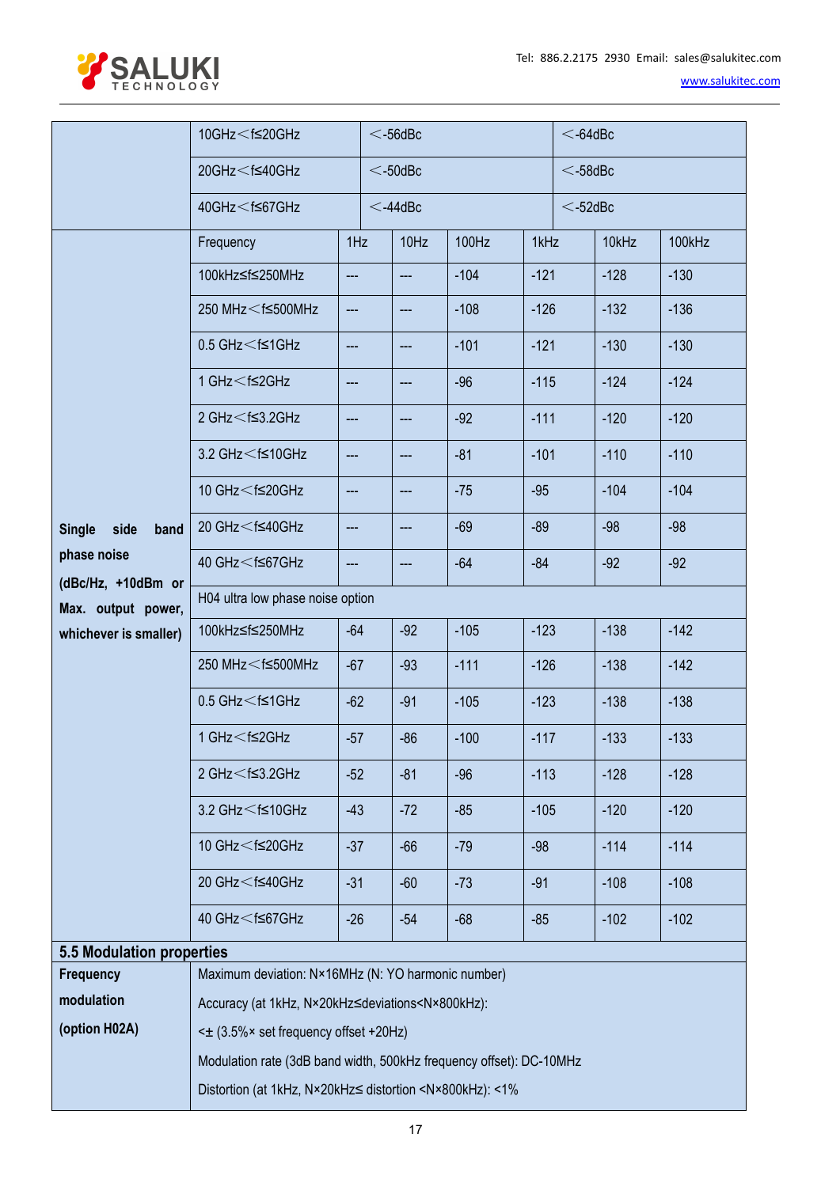| | | | |
|---|---|---|---|
| | 10GHz＜f≤20GHz | ＜-56dBc | ＜-64dBc |
| | 20GHz＜f≤40GHz | ＜-50dBc | ＜-58dBc |
| | 40GHz＜f≤67GHz | ＜-44dBc | ＜-52dBc |

| | Frequency | 1Hz | 10Hz | 100Hz | 1kHz | 10kHz | 100kHz |
|---|---|---|---|---|---|---|---|
| **Single side band phase noise (dBc/Hz, +10dBm or Max. output power, whichever is smaller)** | 100kHz≤f≤250MHz | --- | --- | -104 | -121 | -128 | -130 |
| | 250 MHz＜f≤500MHz | --- | --- | -108 | -126 | -132 | -136 |
| | 0.5 GHz＜f≤1GHz | --- | --- | -101 | -121 | -130 | -130 |
| | 1 GHz＜f≤2GHz | --- | --- | -96 | -115 | -124 | -124 |
| | 2 GHz＜f≤3.2GHz | --- | --- | -92 | -111 | -120 | -120 |
| | 3.2 GHz＜f≤10GHz | --- | --- | -81 | -101 | -110 | -110 |
| | 10 GHz＜f≤20GHz | --- | --- | -75 | -95 | -104 | -104 |
| | 20 GHz＜f≤40GHz | --- | --- | -69 | -89 | -98 | -98 |
| | 40 GHz＜f≤67GHz | --- | --- | -64 | -84 | -92 | -92 |
| | H04 ultra low phase noise option | | | | | | |
| | 100kHz≤f≤250MHz | -64 | -92 | -105 | -123 | -138 | -142 |
| | 250 MHz＜f≤500MHz | -67 | -93 | -111 | -126 | -138 | -142 |
| | 0.5 GHz＜f≤1GHz | -62 | -91 | -105 | -123 | -138 | -138 |
| | 1 GHz＜f≤2GHz | -57 | -86 | -100 | -117 | -133 | -133 |
| | 2 GHz＜f≤3.2GHz | -52 | -81 | -96 | -113 | -128 | -128 |
| | 3.2 GHz＜f≤10GHz | -43 | -72 | -85 | -105 | -120 | -120 |
| | 10 GHz＜f≤20GHz | -37 | -66 | -79 | -98 | -114 | -114 |
| | 20 GHz＜f≤40GHz | -31 | -60 | -73 | -91 | -108 | -108 |
| | 40 GHz＜f≤67GHz | -26 | -54 | -68 | -85 | -102 | -102 |

### 5.5 Modulation properties

| | |
|---|---|
| **Frequency modulation (option H02A)** | Maximum deviation: N×16MHz (N: YO harmonic number)<br>Accuracy (at 1kHz, N×20kHz≤deviations<N×800kHz):<br><± (3.5%× set frequency offset +20Hz)<br>Modulation rate (3dB band width, 500kHz frequency offset): DC-10MHz<br>Distortion (at 1kHz, N×20kHz≤ distortion <N×800kHz): <1% |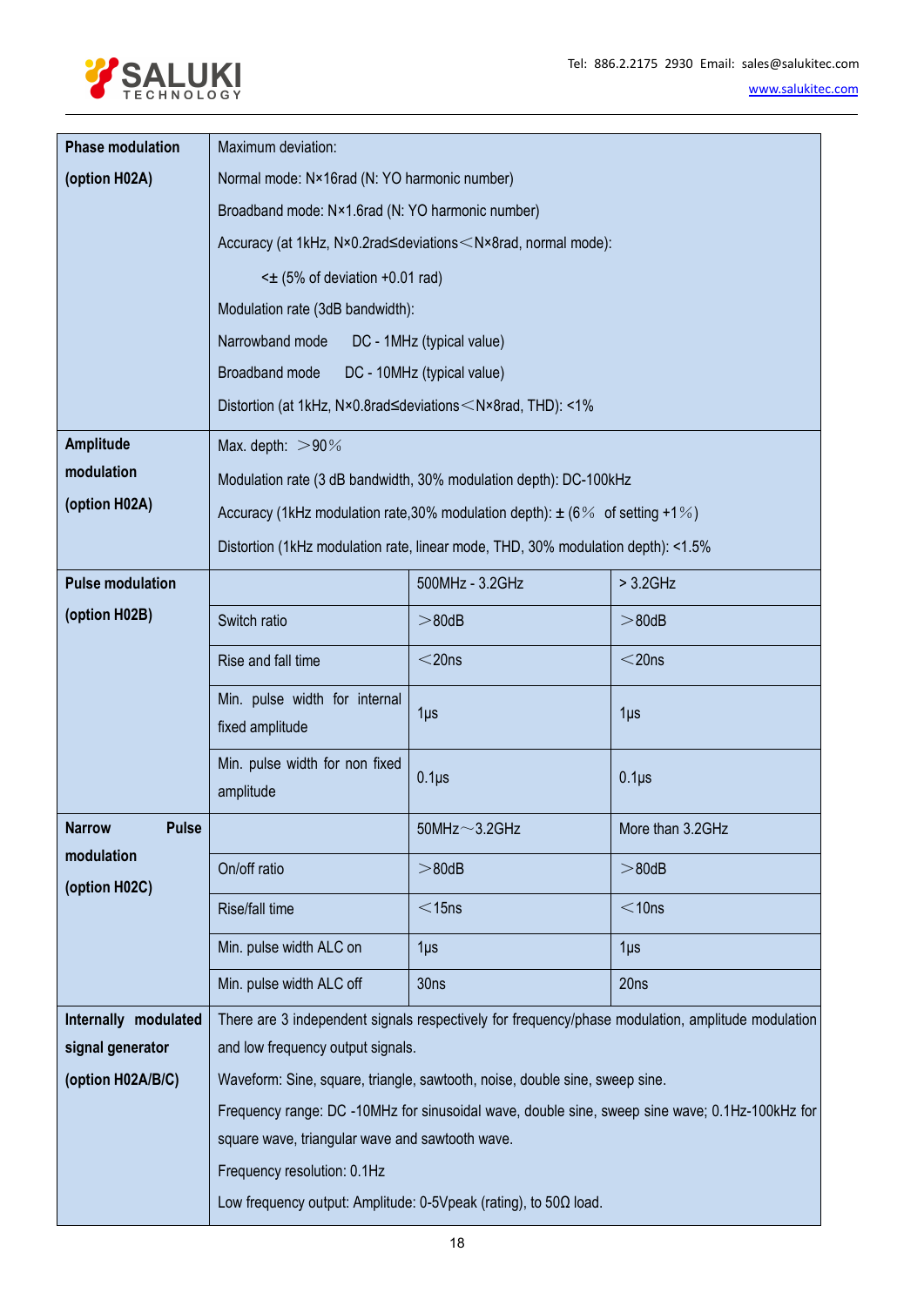| | | | |
|---|---|---|---|
| **Phase modulation (option H02A)** | Maximum deviation:<br>Normal mode: N×16rad (N: YO harmonic number)<br>Broadband mode: N×1.6rad (N: YO harmonic number)<br>Accuracy (at 1kHz, N×0.2rad≤deviations＜N×8rad, normal mode):<br><± (5% of deviation +0.01 rad)<br>Modulation rate (3dB bandwidth):<br>Narrowband mode DC - 1MHz (typical value)<br>Broadband mode DC - 10MHz (typical value)<br>Distortion (at 1kHz, N×0.8rad≤deviations＜N×8rad, THD): <1% | | |
| **Amplitude modulation (option H02A)** | Max. depth: ＞90％<br>Modulation rate (3 dB bandwidth, 30% modulation depth): DC-100kHz<br>Accuracy (1kHz modulation rate,30% modulation depth): ± (6％ of setting +1％)<br>Distortion (1kHz modulation rate, linear mode, THD, 30% modulation depth): <1.5% | | |
| **Pulse modulation (option H02B)** | | 500MHz - 3.2GHz | > 3.2GHz |
| | Switch ratio | ＞80dB | ＞80dB |
| | Rise and fall time | ＜20ns | ＜20ns |
| | Min. pulse width for internal fixed amplitude | 1μs | 1μs |
| | Min. pulse width for non fixed amplitude | 0.1μs | 0.1μs |
| **Narrow Pulse modulation (option H02C)** | | 50MHz～3.2GHz | More than 3.2GHz |
| | On/off ratio | ＞80dB | ＞80dB |
| | Rise/fall time | ＜15ns | ＜10ns |
| | Min. pulse width ALC on | 1μs | 1μs |
| | Min. pulse width ALC off | 30ns | 20ns |
| **Internally modulated signal generator (option H02A/B/C)** | There are 3 independent signals respectively for frequency/phase modulation, amplitude modulation and low frequency output signals.<br>Waveform: Sine, square, triangle, sawtooth, noise, double sine, sweep sine.<br>Frequency range: DC -10MHz for sinusoidal wave, double sine, sweep sine wave; 0.1Hz-100kHz for square wave, triangular wave and sawtooth wave.<br>Frequency resolution: 0.1Hz<br>Low frequency output: Amplitude: 0-5Vpeak (rating), to 50Ω load. | | |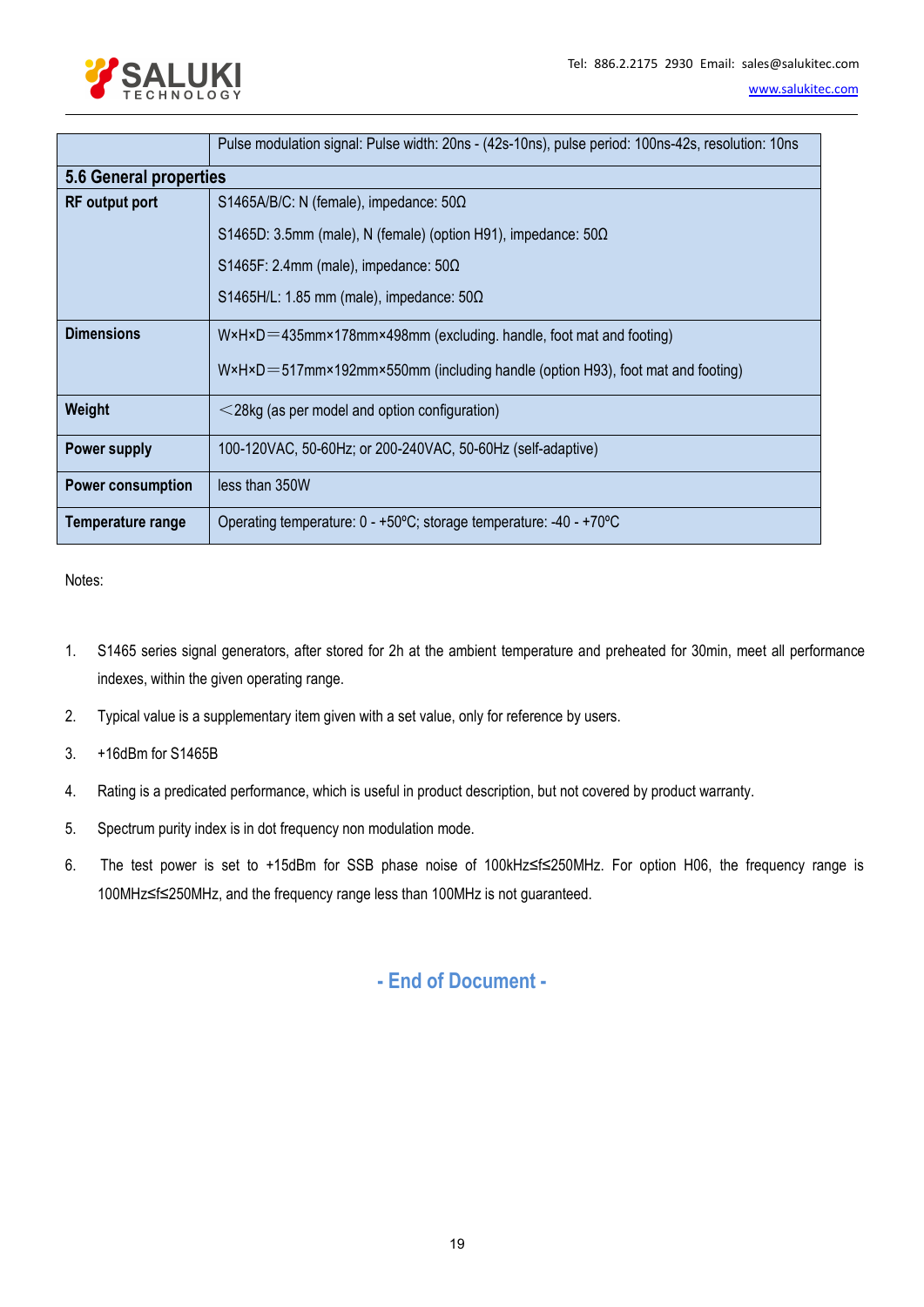| | |
|---|---|
| | Pulse modulation signal: Pulse width: 20ns - (42s-10ns), pulse period: 100ns-42s, resolution: 10ns |
| **5.6 General properties** | |
| **RF output port** | S1465A/B/C: N (female), impedance: 50Ω<br>S1465D: 3.5mm (male), N (female) (option H91), impedance: 50Ω<br>S1465F: 2.4mm (male), impedance: 50Ω<br>S1465H/L: 1.85 mm (male), impedance: 50Ω |
| **Dimensions** | W×H×D＝435mm×178mm×498mm (excluding. handle, foot mat and footing)<br>W×H×D＝517mm×192mm×550mm (including handle (option H93), foot mat and footing) |
| **Weight** | ＜28kg (as per model and option configuration) |
| **Power supply** | 100-120VAC, 50-60Hz; or 200-240VAC, 50-60Hz (self-adaptive) |
| **Power consumption** | less than 350W |
| **Temperature range** | Operating temperature: 0 - +50ºC; storage temperature: -40 - +70ºC |

Notes:

1. S1465 series signal generators, after stored for 2h at the ambient temperature and preheated for 30min, meet all performance indexes, within the given operating range.
2. Typical value is a supplementary item given with a set value, only for reference by users.
3. +16dBm for S1465B
4. Rating is a predicated performance, which is useful in product description, but not covered by product warranty.
5. Spectrum purity index is in dot frequency non modulation mode.
6. The test power is set to +15dBm for SSB phase noise of 100kHz≤f≤250MHz. For option H06, the frequency range is 100MHz≤f≤250MHz, and the frequency range less than 100MHz is not guaranteed.

**- End of Document -**